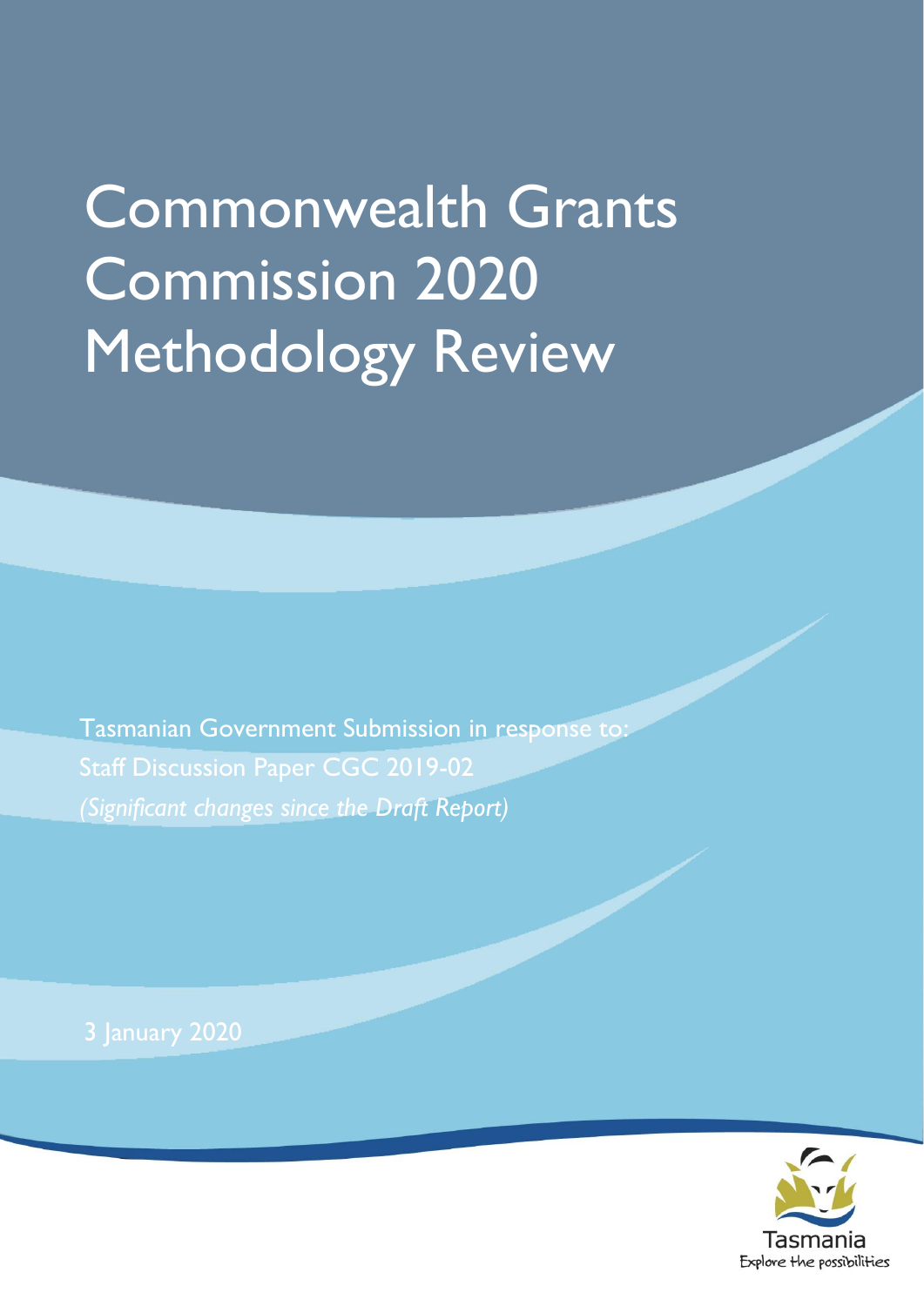# Commonwealth Grants Commission 2020 Methodology Review

Tasmanian Government Submission in response to:
Staff Discussion Paper CGC 2019-02
*(Significant changes since the Draft Report)*

3 January 2020

Tasmania
Explore the possibilities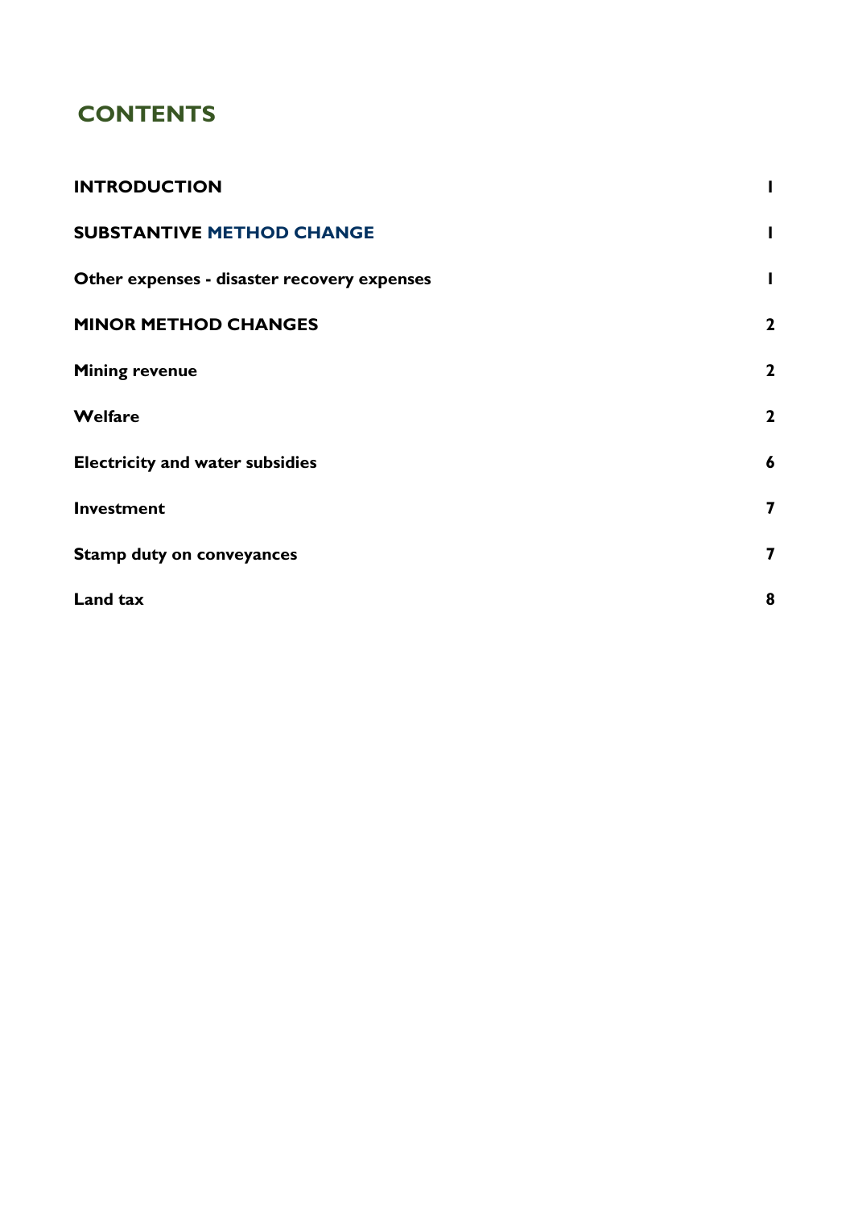## CONTENTS

| | |
|---|---|
| **INTRODUCTION** | **1** |
| **SUBSTANTIVE METHOD CHANGE** | **1** |
| **Other expenses - disaster recovery expenses** | **1** |
| **MINOR METHOD CHANGES** | **2** |
| **Mining revenue** | **2** |
| **Welfare** | **2** |
| **Electricity and water subsidies** | **6** |
| **Investment** | **7** |
| **Stamp duty on conveyances** | **7** |
| **Land tax** | **8** |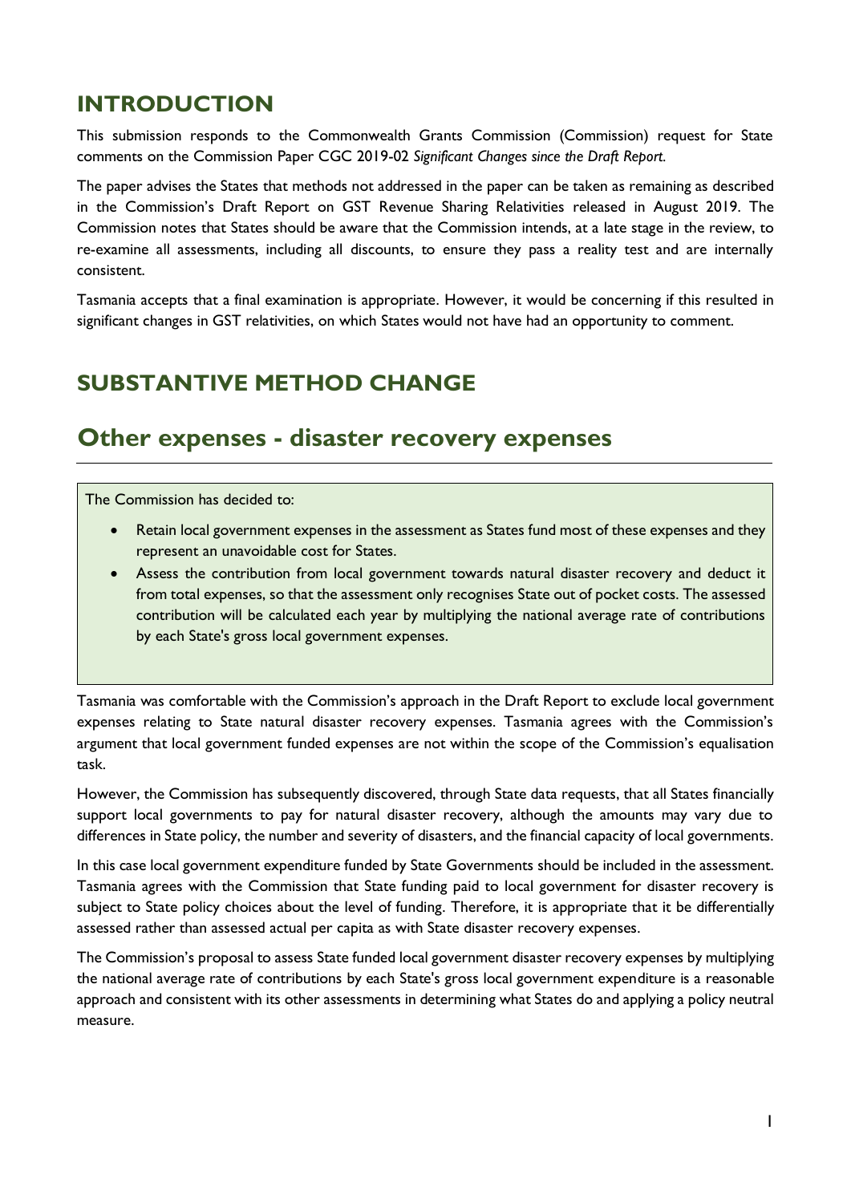## INTRODUCTION

This submission responds to the Commonwealth Grants Commission (Commission) request for State comments on the Commission Paper CGC 2019-02 *Significant Changes since the Draft Report*.

The paper advises the States that methods not addressed in the paper can be taken as remaining as described in the Commission's Draft Report on GST Revenue Sharing Relativities released in August 2019. The Commission notes that States should be aware that the Commission intends, at a late stage in the review, to re-examine all assessments, including all discounts, to ensure they pass a reality test and are internally consistent.

Tasmania accepts that a final examination is appropriate. However, it would be concerning if this resulted in significant changes in GST relativities, on which States would not have had an opportunity to comment.

## SUBSTANTIVE METHOD CHANGE

# Other expenses - disaster recovery expenses

The Commission has decided to:

- Retain local government expenses in the assessment as States fund most of these expenses and they represent an unavoidable cost for States.
- Assess the contribution from local government towards natural disaster recovery and deduct it from total expenses, so that the assessment only recognises State out of pocket costs. The assessed contribution will be calculated each year by multiplying the national average rate of contributions by each State's gross local government expenses.

Tasmania was comfortable with the Commission's approach in the Draft Report to exclude local government expenses relating to State natural disaster recovery expenses. Tasmania agrees with the Commission's argument that local government funded expenses are not within the scope of the Commission's equalisation task.

However, the Commission has subsequently discovered, through State data requests, that all States financially support local governments to pay for natural disaster recovery, although the amounts may vary due to differences in State policy, the number and severity of disasters, and the financial capacity of local governments.

In this case local government expenditure funded by State Governments should be included in the assessment. Tasmania agrees with the Commission that State funding paid to local government for disaster recovery is subject to State policy choices about the level of funding. Therefore, it is appropriate that it be differentially assessed rather than assessed actual per capita as with State disaster recovery expenses.

The Commission's proposal to assess State funded local government disaster recovery expenses by multiplying the national average rate of contributions by each State's gross local government expenditure is a reasonable approach and consistent with its other assessments in determining what States do and applying a policy neutral measure.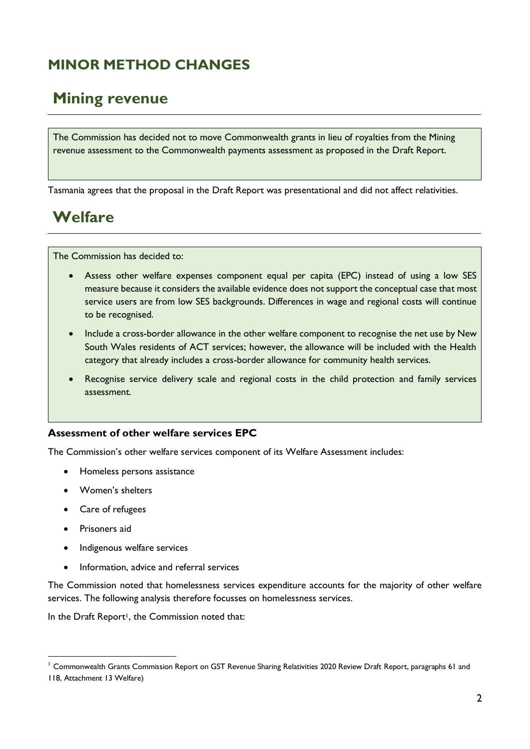# MINOR METHOD CHANGES

## Mining revenue

> The Commission has decided not to move Commonwealth grants in lieu of royalties from the Mining revenue assessment to the Commonwealth payments assessment as proposed in the Draft Report.

Tasmania agrees that the proposal in the Draft Report was presentational and did not affect relativities.

## Welfare

> The Commission has decided to:
>
> - Assess other welfare expenses component equal per capita (EPC) instead of using a low SES measure because it considers the available evidence does not support the conceptual case that most service users are from low SES backgrounds. Differences in wage and regional costs will continue to be recognised.
> - Include a cross-border allowance in the other welfare component to recognise the net use by New South Wales residents of ACT services; however, the allowance will be included with the Health category that already includes a cross-border allowance for community health services.
> - Recognise service delivery scale and regional costs in the child protection and family services assessment.

### Assessment of other welfare services EPC

The Commission's other welfare services component of its Welfare Assessment includes:

- Homeless persons assistance
- Women's shelters
- Care of refugees
- Prisoners aid
- Indigenous welfare services
- Information, advice and referral services

The Commission noted that homelessness services expenditure accounts for the majority of other welfare services. The following analysis therefore focusses on homelessness services.

In the Draft Report[1], the Commission noted that:

[1] Commonwealth Grants Commission Report on GST Revenue Sharing Relativities 2020 Review Draft Report, paragraphs 61 and 118, Attachment 13 Welfare)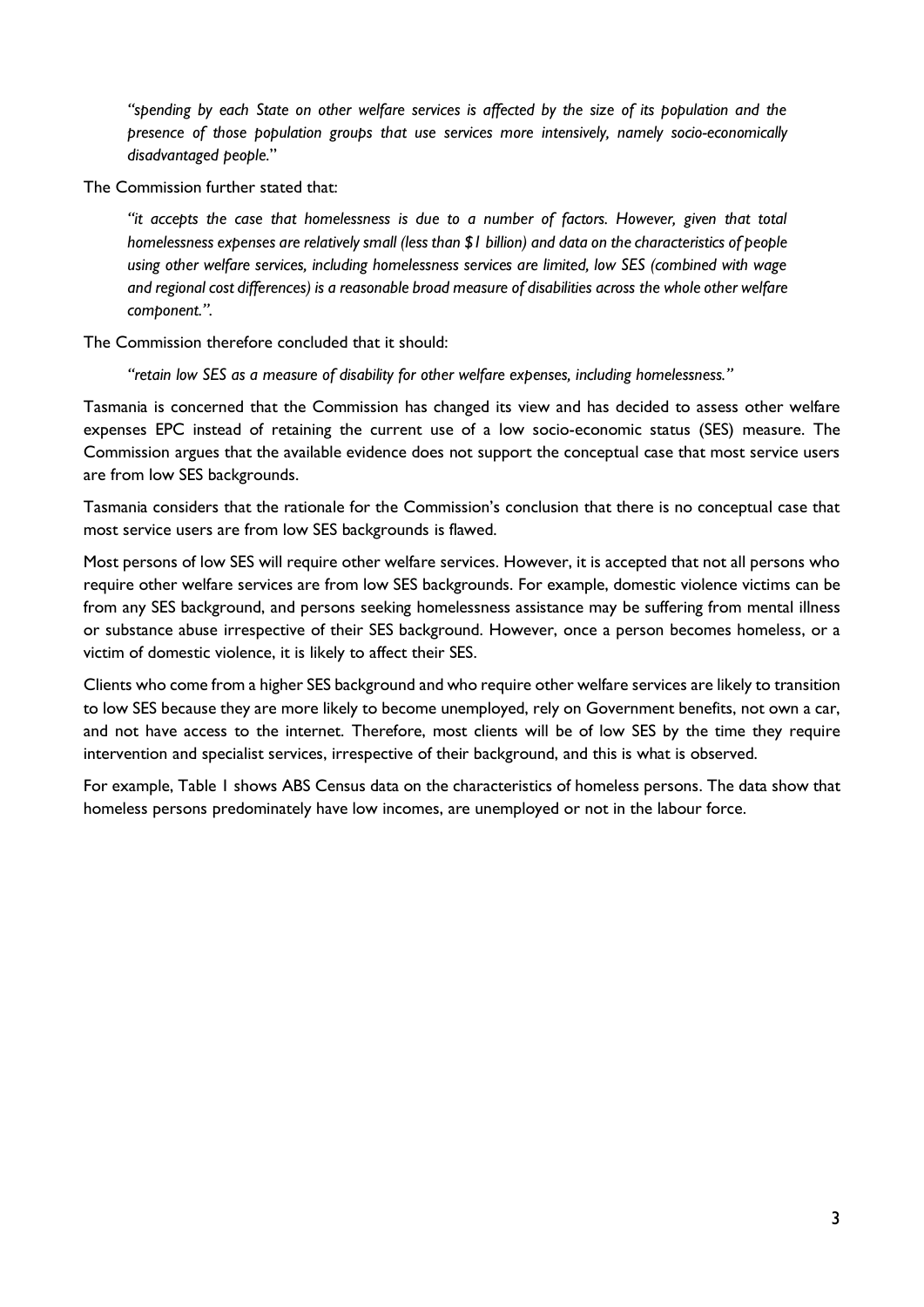*"spending by each State on other welfare services is affected by the size of its population and the presence of those population groups that use services more intensively, namely socio-economically disadvantaged people.*"

The Commission further stated that:

*"it accepts the case that homelessness is due to a number of factors. However, given that total homelessness expenses are relatively small (less than $1 billion) and data on the characteristics of people using other welfare services, including homelessness services are limited, low SES (combined with wage and regional cost differences) is a reasonable broad measure of disabilities across the whole other welfare component.".*

The Commission therefore concluded that it should:

*"retain low SES as a measure of disability for other welfare expenses, including homelessness."*

Tasmania is concerned that the Commission has changed its view and has decided to assess other welfare expenses EPC instead of retaining the current use of a low socio-economic status (SES) measure. The Commission argues that the available evidence does not support the conceptual case that most service users are from low SES backgrounds.

Tasmania considers that the rationale for the Commission's conclusion that there is no conceptual case that most service users are from low SES backgrounds is flawed.

Most persons of low SES will require other welfare services. However, it is accepted that not all persons who require other welfare services are from low SES backgrounds. For example, domestic violence victims can be from any SES background, and persons seeking homelessness assistance may be suffering from mental illness or substance abuse irrespective of their SES background. However, once a person becomes homeless, or a victim of domestic violence, it is likely to affect their SES.

Clients who come from a higher SES background and who require other welfare services are likely to transition to low SES because they are more likely to become unemployed, rely on Government benefits, not own a car, and not have access to the internet. Therefore, most clients will be of low SES by the time they require intervention and specialist services, irrespective of their background, and this is what is observed.

For example, Table 1 shows ABS Census data on the characteristics of homeless persons. The data show that homeless persons predominately have low incomes, are unemployed or not in the labour force.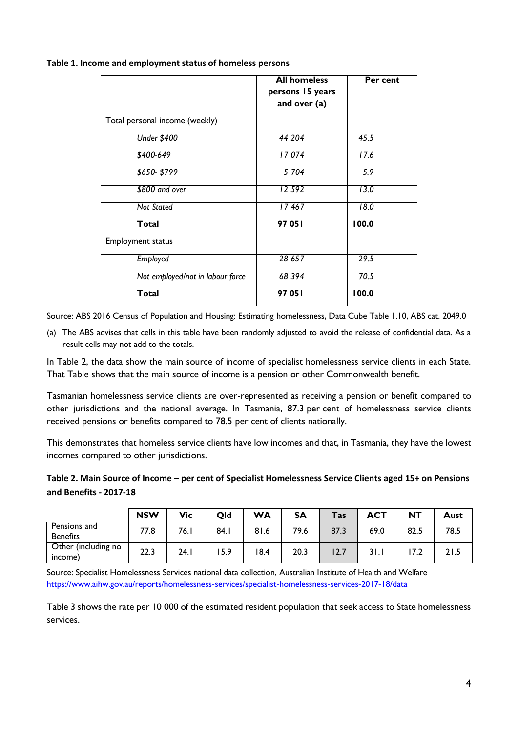**Table 1. Income and employment status of homeless persons**

| | All homeless persons 15 years and over (a) | Per cent |
|---|---|---|
| Total personal income (weekly) | | |
| *Under $400* | *44 204* | *45.5* |
| *$400-649* | *17 074* | *17.6* |
| *$650- $799* | *5 704* | *5.9* |
| *$800 and over* | *12 592* | *13.0* |
| *Not Stated* | *17 467* | *18.0* |
| **Total** | **97 051** | **100.0** |
| Employment status | | |
| *Employed* | *28 657* | *29.5* |
| *Not employed/not in labour force* | *68 394* | *70.5* |
| **Total** | **97 051** | **100.0** |

Source: ABS 2016 Census of Population and Housing: Estimating homelessness, Data Cube Table 1.10, ABS cat. 2049.0

(a) The ABS advises that cells in this table have been randomly adjusted to avoid the release of confidential data. As a result cells may not add to the totals.

In Table 2, the data show the main source of income of specialist homelessness service clients in each State. That Table shows that the main source of income is a pension or other Commonwealth benefit.

Tasmanian homelessness service clients are over-represented as receiving a pension or benefit compared to other jurisdictions and the national average. In Tasmania, 87.3 per cent of homelessness service clients received pensions or benefits compared to 78.5 per cent of clients nationally.

This demonstrates that homeless service clients have low incomes and that, in Tasmania, they have the lowest incomes compared to other jurisdictions.

**Table 2. Main Source of Income – per cent of Specialist Homelessness Service Clients aged 15+ on Pensions and Benefits - 2017-18**

| | NSW | Vic | Qld | WA | SA | Tas | ACT | NT | Aust |
|---|---|---|---|---|---|---|---|---|---|
| Pensions and Benefits | 77.8 | 76.1 | 84.1 | 81.6 | 79.6 | 87.3 | 69.0 | 82.5 | 78.5 |
| Other (including no income) | 22.3 | 24.1 | 15.9 | 18.4 | 20.3 | 12.7 | 31.1 | 17.2 | 21.5 |

Source: Specialist Homelessness Services national data collection, Australian Institute of Health and Welfare https://www.aihw.gov.au/reports/homelessness-services/specialist-homelessness-services-2017-18/data

Table 3 shows the rate per 10 000 of the estimated resident population that seek access to State homelessness services.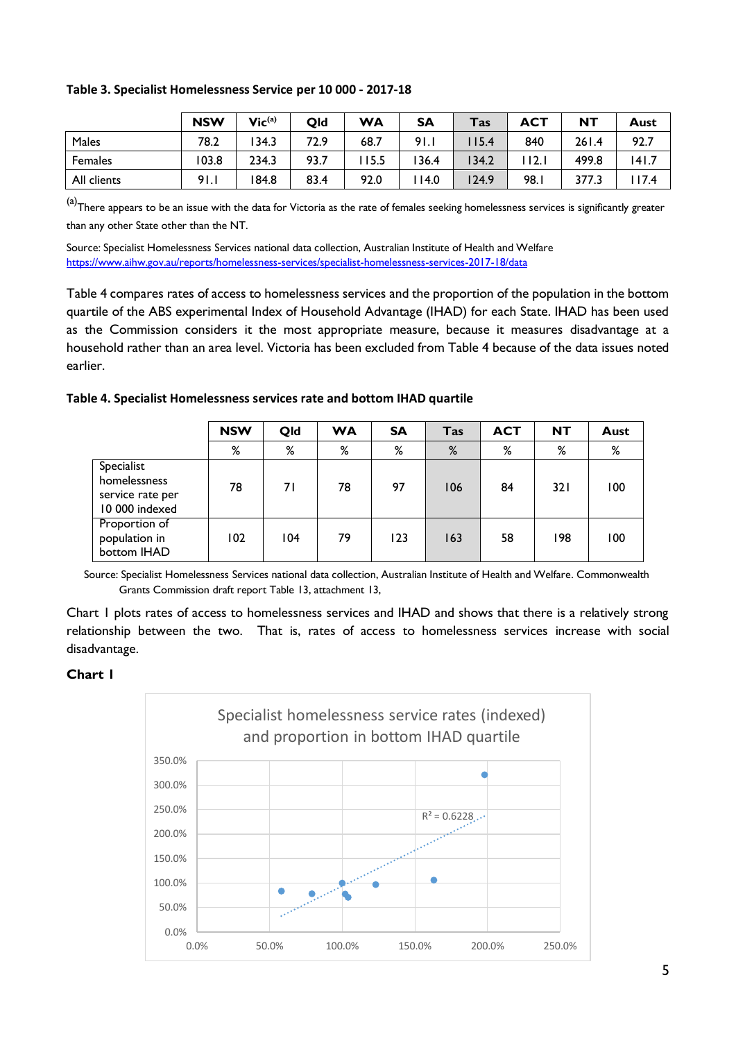**Table 3. Specialist Homelessness Service per 10 000 - 2017-18**

| | NSW | Vic[(a)] | Qld | WA | SA | Tas | ACT | NT | Aust |
|---|---|---|---|---|---|---|---|---|---|
| Males | 78.2 | 134.3 | 72.9 | 68.7 | 91.1 | 115.4 | 840 | 261.4 | 92.7 |
| Females | 103.8 | 234.3 | 93.7 | 115.5 | 136.4 | 134.2 | 112.1 | 499.8 | 141.7 |
| All clients | 91.1 | 184.8 | 83.4 | 92.0 | 114.0 | 124.9 | 98.1 | 377.3 | 117.4 |

[(a)] There appears to be an issue with the data for Victoria as the rate of females seeking homelessness services is significantly greater than any other State other than the NT.

Source: Specialist Homelessness Services national data collection, Australian Institute of Health and Welfare https://www.aihw.gov.au/reports/homelessness-services/specialist-homelessness-services-2017-18/data

Table 4 compares rates of access to homelessness services and the proportion of the population in the bottom quartile of the ABS experimental Index of Household Advantage (IHAD) for each State. IHAD has been used as the Commission considers it the most appropriate measure, because it measures disadvantage at a household rather than an area level. Victoria has been excluded from Table 4 because of the data issues noted earlier.

**Table 4. Specialist Homelessness services rate and bottom IHAD quartile**

| | NSW | Qld | WA | SA | Tas | ACT | NT | Aust |
|---|---|---|---|---|---|---|---|---|
| | % | % | % | % | % | % | % | % |
| Specialist homelessness service rate per 10 000 indexed | 78 | 71 | 78 | 97 | 106 | 84 | 321 | 100 |
| Proportion of population in bottom IHAD | 102 | 104 | 79 | 123 | 163 | 58 | 198 | 100 |

Source: Specialist Homelessness Services national data collection, Australian Institute of Health and Welfare. Commonwealth Grants Commission draft report Table 13, attachment 13,

Chart 1 plots rates of access to homelessness services and IHAD and shows that there is a relatively strong relationship between the two. That is, rates of access to homelessness services increase with social disadvantage.

**Chart 1**

Specialist homelessness service rates (indexed) and proportion in bottom IHAD quartile

$R^2 = 0.6228$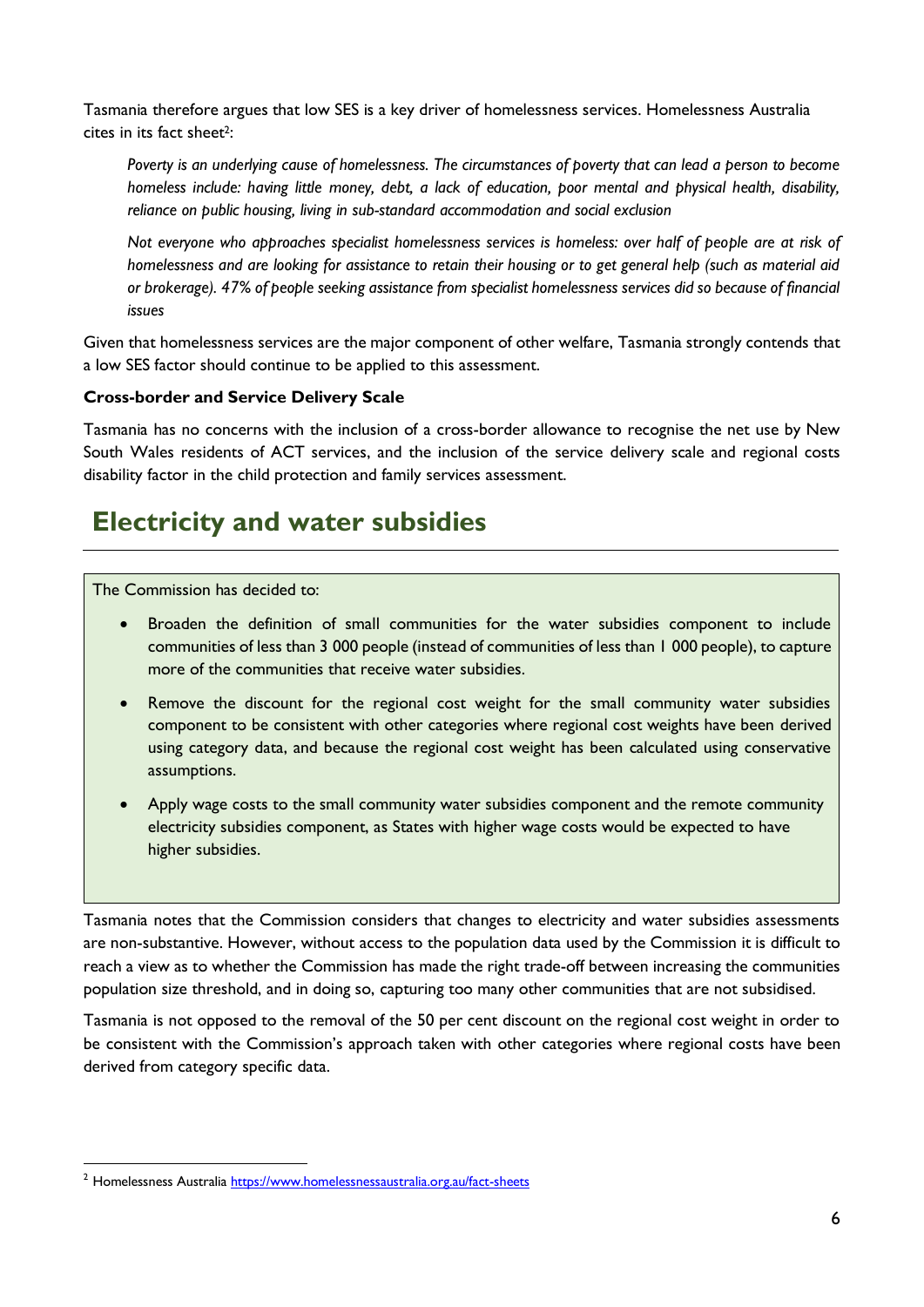Tasmania therefore argues that low SES is a key driver of homelessness services. Homelessness Australia cites in its fact sheet[2]:

> *Poverty is an underlying cause of homelessness. The circumstances of poverty that can lead a person to become homeless include: having little money, debt, a lack of education, poor mental and physical health, disability, reliance on public housing, living in sub-standard accommodation and social exclusion*
>
> *Not everyone who approaches specialist homelessness services is homeless: over half of people are at risk of homelessness and are looking for assistance to retain their housing or to get general help (such as material aid or brokerage). 47% of people seeking assistance from specialist homelessness services did so because of financial issues*

Given that homelessness services are the major component of other welfare, Tasmania strongly contends that a low SES factor should continue to be applied to this assessment.

**Cross-border and Service Delivery Scale**

Tasmania has no concerns with the inclusion of a cross-border allowance to recognise the net use by New South Wales residents of ACT services, and the inclusion of the service delivery scale and regional costs disability factor in the child protection and family services assessment.

## Electricity and water subsidies

> The Commission has decided to:
>
> - Broaden the definition of small communities for the water subsidies component to include communities of less than 3 000 people (instead of communities of less than 1 000 people), to capture more of the communities that receive water subsidies.
> - Remove the discount for the regional cost weight for the small community water subsidies component to be consistent with other categories where regional cost weights have been derived using category data, and because the regional cost weight has been calculated using conservative assumptions.
> - Apply wage costs to the small community water subsidies component and the remote community electricity subsidies component, as States with higher wage costs would be expected to have higher subsidies.

Tasmania notes that the Commission considers that changes to electricity and water subsidies assessments are non-substantive. However, without access to the population data used by the Commission it is difficult to reach a view as to whether the Commission has made the right trade-off between increasing the communities population size threshold, and in doing so, capturing too many other communities that are not subsidised.

Tasmania is not opposed to the removal of the 50 per cent discount on the regional cost weight in order to be consistent with the Commission's approach taken with other categories where regional costs have been derived from category specific data.

[2] Homelessness Australia https://www.homelessnessaustralia.org.au/fact-sheets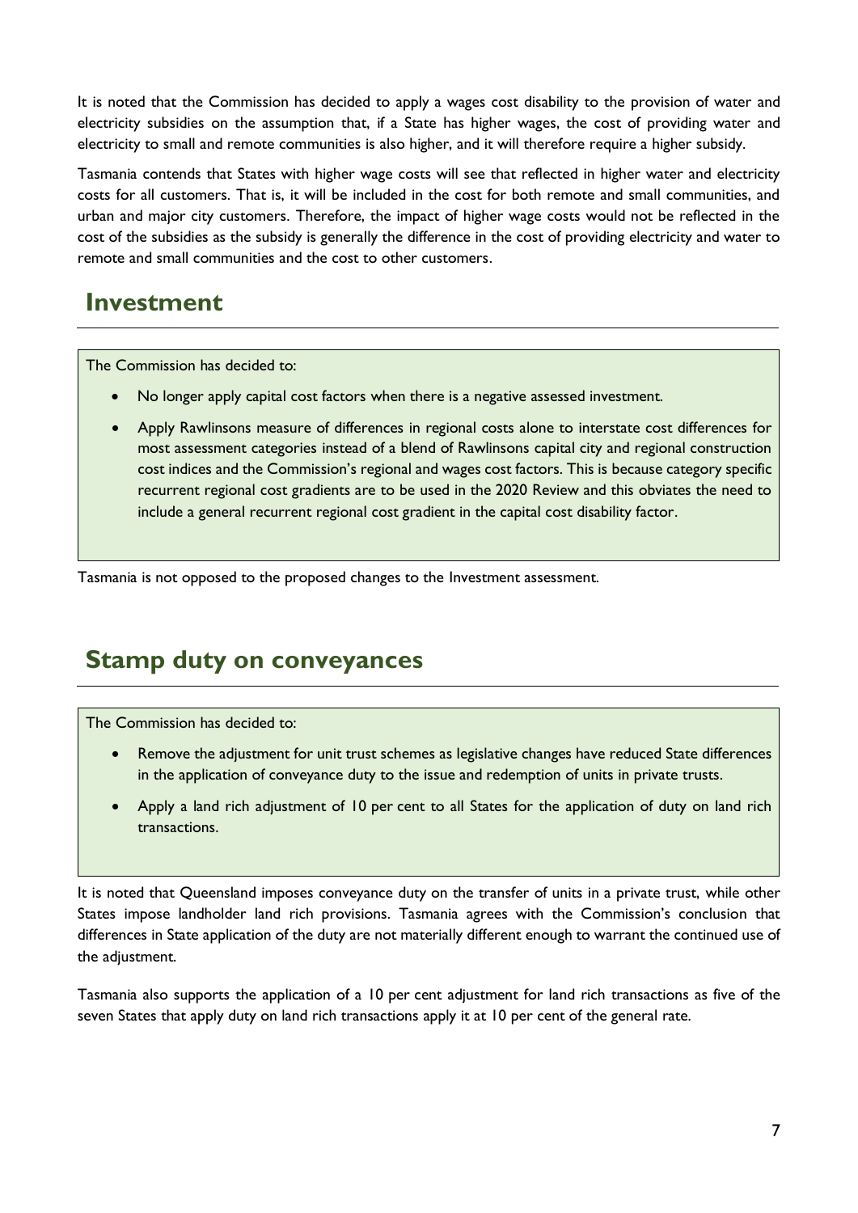It is noted that the Commission has decided to apply a wages cost disability to the provision of water and electricity subsidies on the assumption that, if a State has higher wages, the cost of providing water and electricity to small and remote communities is also higher, and it will therefore require a higher subsidy.

Tasmania contends that States with higher wage costs will see that reflected in higher water and electricity costs for all customers. That is, it will be included in the cost for both remote and small communities, and urban and major city customers. Therefore, the impact of higher wage costs would not be reflected in the cost of the subsidies as the subsidy is generally the difference in the cost of providing electricity and water to remote and small communities and the cost to other customers.

## Investment

The Commission has decided to:

- No longer apply capital cost factors when there is a negative assessed investment.
- Apply Rawlinsons measure of differences in regional costs alone to interstate cost differences for most assessment categories instead of a blend of Rawlinsons capital city and regional construction cost indices and the Commission's regional and wages cost factors. This is because category specific recurrent regional cost gradients are to be used in the 2020 Review and this obviates the need to include a general recurrent regional cost gradient in the capital cost disability factor.

Tasmania is not opposed to the proposed changes to the Investment assessment.

## Stamp duty on conveyances

The Commission has decided to:

- Remove the adjustment for unit trust schemes as legislative changes have reduced State differences in the application of conveyance duty to the issue and redemption of units in private trusts.
- Apply a land rich adjustment of 10 per cent to all States for the application of duty on land rich transactions.

It is noted that Queensland imposes conveyance duty on the transfer of units in a private trust, while other States impose landholder land rich provisions. Tasmania agrees with the Commission's conclusion that differences in State application of the duty are not materially different enough to warrant the continued use of the adjustment.

Tasmania also supports the application of a 10 per cent adjustment for land rich transactions as five of the seven States that apply duty on land rich transactions apply it at 10 per cent of the general rate.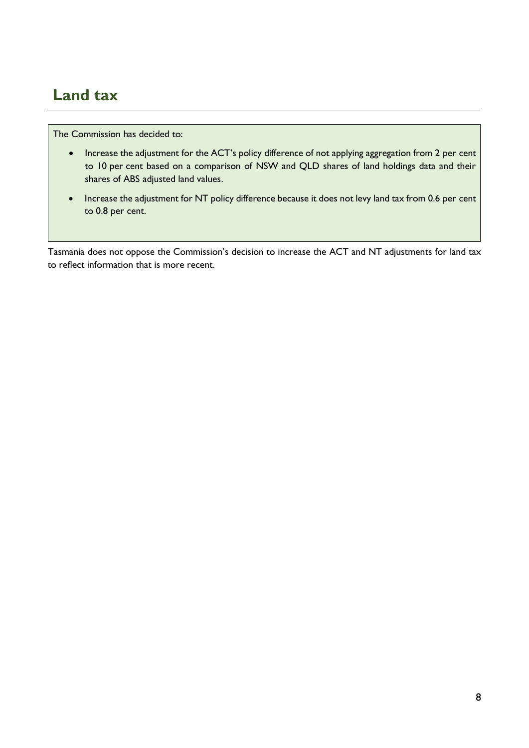# Land tax

> The Commission has decided to:
>
> - Increase the adjustment for the ACT's policy difference of not applying aggregation from 2 per cent to 10 per cent based on a comparison of NSW and QLD shares of land holdings data and their shares of ABS adjusted land values.
> - Increase the adjustment for NT policy difference because it does not levy land tax from 0.6 per cent to 0.8 per cent.

Tasmania does not oppose the Commission's decision to increase the ACT and NT adjustments for land tax to reflect information that is more recent.